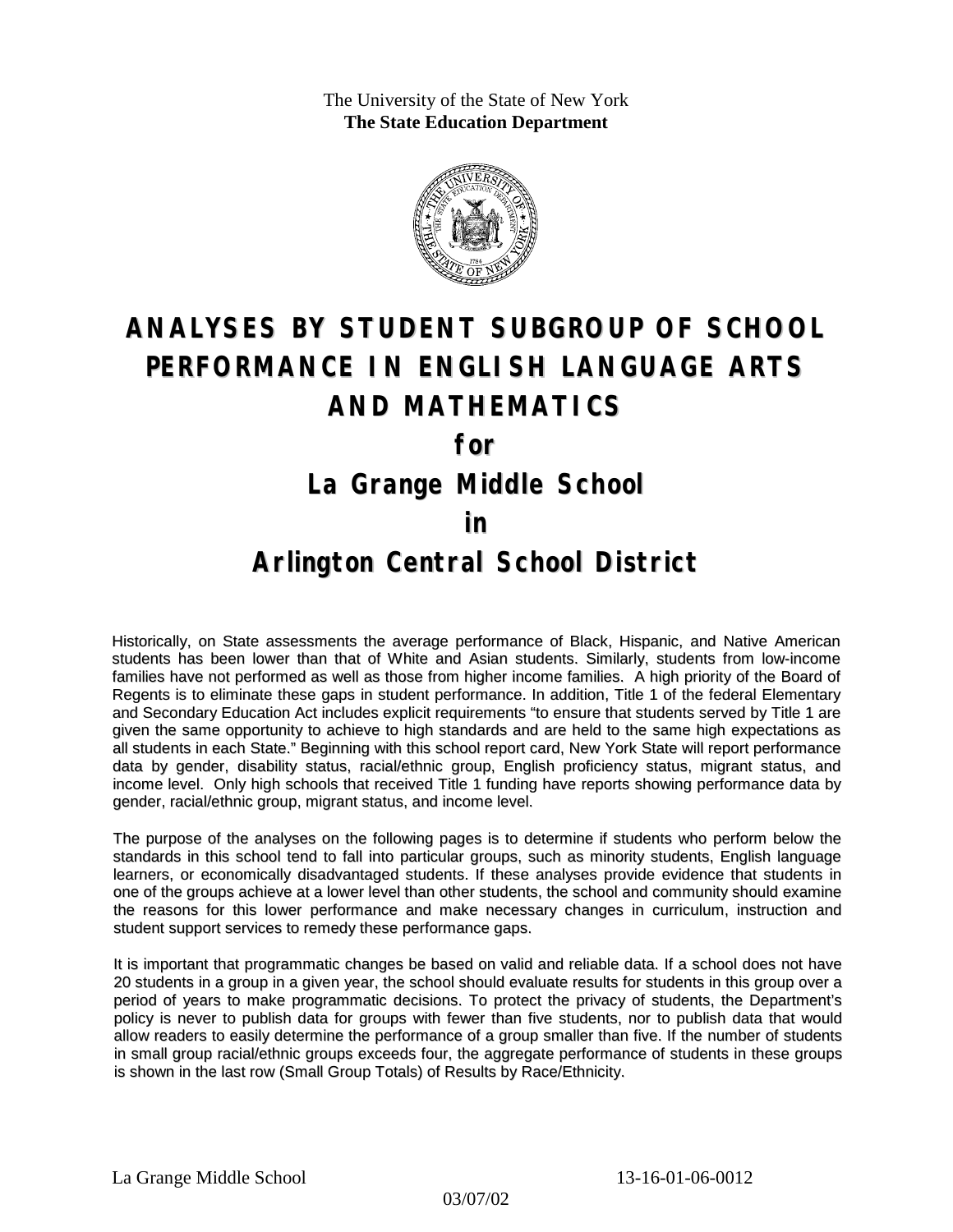The University of the State of New York
**The State Education Department**

# ANALYSES BY STUDENT SUBGROUP OF SCHOOL PERFORMANCE IN ENGLISH LANGUAGE ARTS AND MATHEMATICS

## for

## La Grange Middle School

## in

## Arlington Central School District

Historically, on State assessments the average performance of Black, Hispanic, and Native American students has been lower than that of White and Asian students. Similarly, students from low-income families have not performed as well as those from higher income families. A high priority of the Board of Regents is to eliminate these gaps in student performance. In addition, Title 1 of the federal Elementary and Secondary Education Act includes explicit requirements "to ensure that students served by Title 1 are given the same opportunity to achieve to high standards and are held to the same high expectations as all students in each State." Beginning with this school report card, New York State will report performance data by gender, disability status, racial/ethnic group, English proficiency status, migrant status, and income level. Only high schools that received Title 1 funding have reports showing performance data by gender, racial/ethnic group, migrant status, and income level.

The purpose of the analyses on the following pages is to determine if students who perform below the standards in this school tend to fall into particular groups, such as minority students, English language learners, or economically disadvantaged students. If these analyses provide evidence that students in one of the groups achieve at a lower level than other students, the school and community should examine the reasons for this lower performance and make necessary changes in curriculum, instruction and student support services to remedy these performance gaps.

It is important that programmatic changes be based on valid and reliable data. If a school does not have 20 students in a group in a given year, the school should evaluate results for students in this group over a period of years to make programmatic decisions. To protect the privacy of students, the Department's policy is never to publish data for groups with fewer than five students, nor to publish data that would allow readers to easily determine the performance of a group smaller than five. If the number of students in small group racial/ethnic groups exceeds four, the aggregate performance of students in these groups is shown in the last row (Small Group Totals) of Results by Race/Ethnicity.

La Grange Middle School 13-16-01-06-0012

03/07/02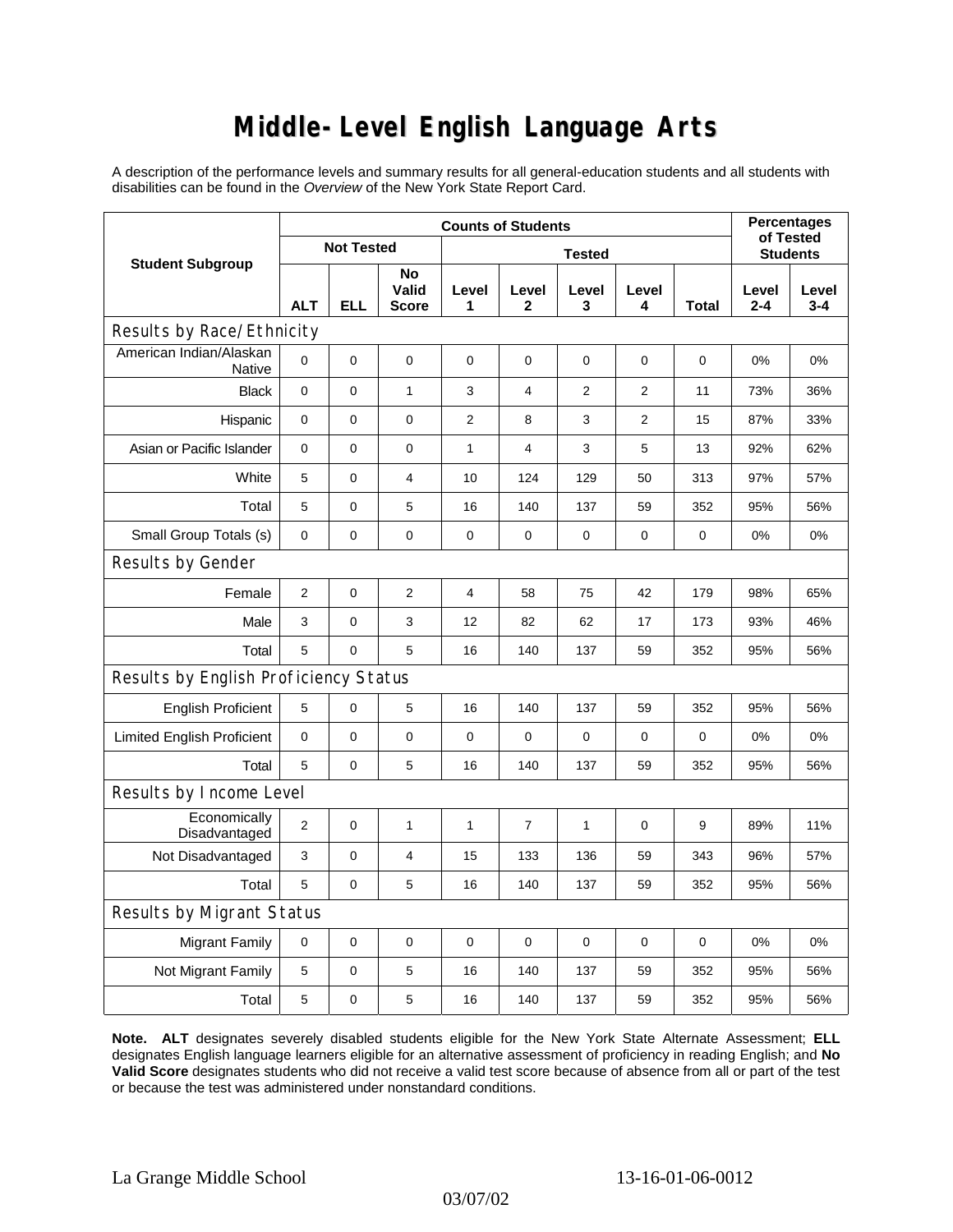# Middle-Level English Language Arts

A description of the performance levels and summary results for all general-education students and all students with disabilities can be found in the *Overview* of the New York State Report Card.

| Student Subgroup | Counts of Students | | | | | | | | Percentages of Tested Students | |
|---|---|---|---|---|---|---|---|---|---|---|
| | Not Tested | | | Tested | | | | | | |
| | ALT | ELL | No Valid Score | Level 1 | Level 2 | Level 3 | Level 4 | Total | Level 2-4 | Level 3-4 |
| **Results by Race/Ethnicity** | | | | | | | | | | |
| American Indian/Alaskan Native | 0 | 0 | 0 | 0 | 0 | 0 | 0 | 0 | 0% | 0% |
| Black | 0 | 0 | 1 | 3 | 4 | 2 | 2 | 11 | 73% | 36% |
| Hispanic | 0 | 0 | 0 | 2 | 8 | 3 | 2 | 15 | 87% | 33% |
| Asian or Pacific Islander | 0 | 0 | 0 | 1 | 4 | 3 | 5 | 13 | 92% | 62% |
| White | 5 | 0 | 4 | 10 | 124 | 129 | 50 | 313 | 97% | 57% |
| Total | 5 | 0 | 5 | 16 | 140 | 137 | 59 | 352 | 95% | 56% |
| Small Group Totals (s) | 0 | 0 | 0 | 0 | 0 | 0 | 0 | 0 | 0% | 0% |
| **Results by Gender** | | | | | | | | | | |
| Female | 2 | 0 | 2 | 4 | 58 | 75 | 42 | 179 | 98% | 65% |
| Male | 3 | 0 | 3 | 12 | 82 | 62 | 17 | 173 | 93% | 46% |
| Total | 5 | 0 | 5 | 16 | 140 | 137 | 59 | 352 | 95% | 56% |
| **Results by English Proficiency Status** | | | | | | | | | | |
| English Proficient | 5 | 0 | 5 | 16 | 140 | 137 | 59 | 352 | 95% | 56% |
| Limited English Proficient | 0 | 0 | 0 | 0 | 0 | 0 | 0 | 0 | 0% | 0% |
| Total | 5 | 0 | 5 | 16 | 140 | 137 | 59 | 352 | 95% | 56% |
| **Results by Income Level** | | | | | | | | | | |
| Economically Disadvantaged | 2 | 0 | 1 | 1 | 7 | 1 | 0 | 9 | 89% | 11% |
| Not Disadvantaged | 3 | 0 | 4 | 15 | 133 | 136 | 59 | 343 | 96% | 57% |
| Total | 5 | 0 | 5 | 16 | 140 | 137 | 59 | 352 | 95% | 56% |
| **Results by Migrant Status** | | | | | | | | | | |
| Migrant Family | 0 | 0 | 0 | 0 | 0 | 0 | 0 | 0 | 0% | 0% |
| Not Migrant Family | 5 | 0 | 5 | 16 | 140 | 137 | 59 | 352 | 95% | 56% |
| Total | 5 | 0 | 5 | 16 | 140 | 137 | 59 | 352 | 95% | 56% |

**Note. ALT** designates severely disabled students eligible for the New York State Alternate Assessment; **ELL** designates English language learners eligible for an alternative assessment of proficiency in reading English; and **No Valid Score** designates students who did not receive a valid test score because of absence from all or part of the test or because the test was administered under nonstandard conditions.

La Grange Middle School 13-16-01-06-0012

03/07/02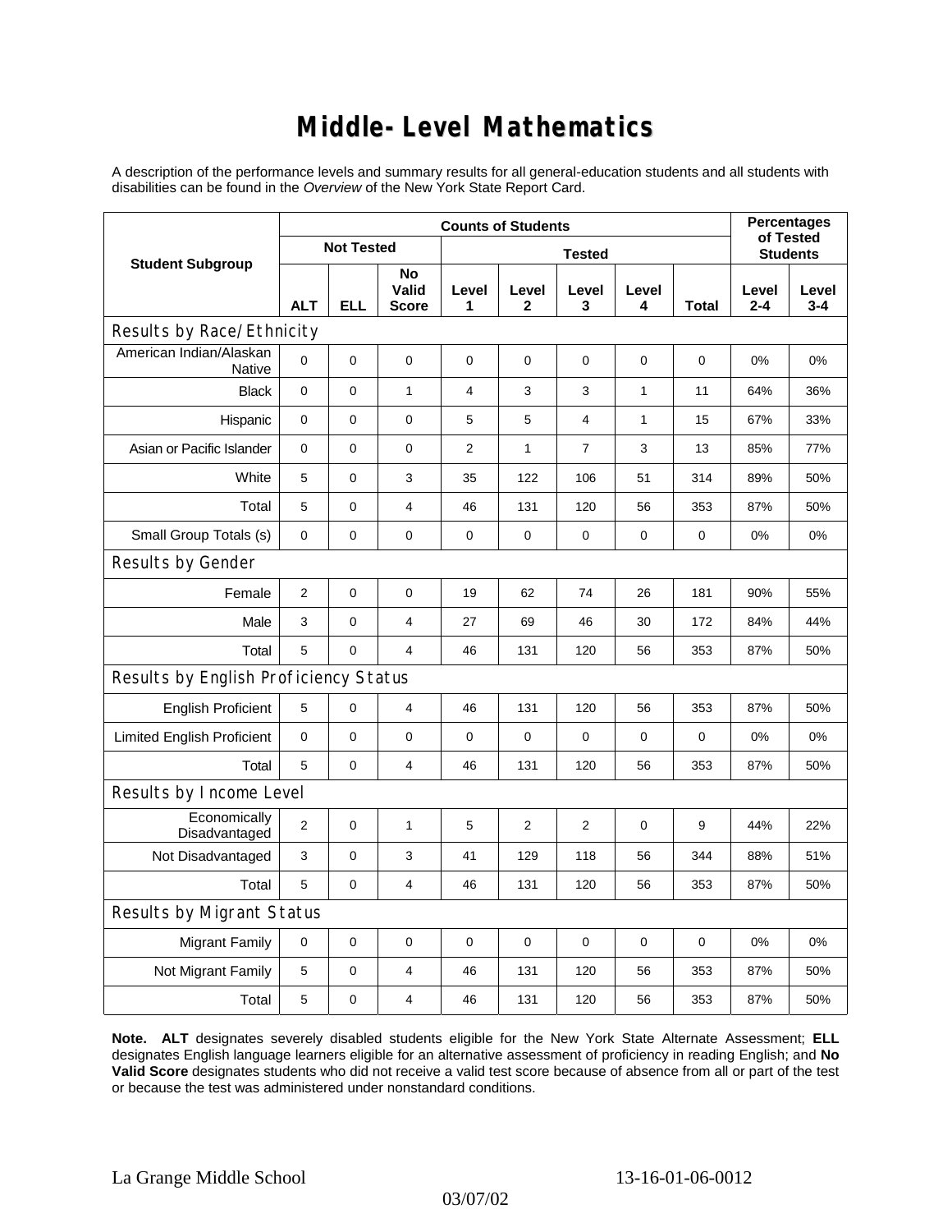# Middle-Level Mathematics

A description of the performance levels and summary results for all general-education students and all students with disabilities can be found in the *Overview* of the New York State Report Card.

| Student Subgroup | Counts of Students | | | | | | | | Percentages of Tested Students | |
|---|---|---|---|---|---|---|---|---|---|---|
| | Not Tested | | | Tested | | | | | | |
| | ALT | ELL | No Valid Score | Level 1 | Level 2 | Level 3 | Level 4 | Total | Level 2-4 | Level 3-4 |
| **Results by Race/Ethnicity** | | | | | | | | | | |
| American Indian/Alaskan Native | 0 | 0 | 0 | 0 | 0 | 0 | 0 | 0 | 0% | 0% |
| Black | 0 | 0 | 1 | 4 | 3 | 3 | 1 | 11 | 64% | 36% |
| Hispanic | 0 | 0 | 0 | 5 | 5 | 4 | 1 | 15 | 67% | 33% |
| Asian or Pacific Islander | 0 | 0 | 0 | 2 | 1 | 7 | 3 | 13 | 85% | 77% |
| White | 5 | 0 | 3 | 35 | 122 | 106 | 51 | 314 | 89% | 50% |
| Total | 5 | 0 | 4 | 46 | 131 | 120 | 56 | 353 | 87% | 50% |
| Small Group Totals (s) | 0 | 0 | 0 | 0 | 0 | 0 | 0 | 0 | 0% | 0% |
| **Results by Gender** | | | | | | | | | | |
| Female | 2 | 0 | 0 | 19 | 62 | 74 | 26 | 181 | 90% | 55% |
| Male | 3 | 0 | 4 | 27 | 69 | 46 | 30 | 172 | 84% | 44% |
| Total | 5 | 0 | 4 | 46 | 131 | 120 | 56 | 353 | 87% | 50% |
| **Results by English Proficiency Status** | | | | | | | | | | |
| English Proficient | 5 | 0 | 4 | 46 | 131 | 120 | 56 | 353 | 87% | 50% |
| Limited English Proficient | 0 | 0 | 0 | 0 | 0 | 0 | 0 | 0 | 0% | 0% |
| Total | 5 | 0 | 4 | 46 | 131 | 120 | 56 | 353 | 87% | 50% |
| **Results by Income Level** | | | | | | | | | | |
| Economically Disadvantaged | 2 | 0 | 1 | 5 | 2 | 2 | 0 | 9 | 44% | 22% |
| Not Disadvantaged | 3 | 0 | 3 | 41 | 129 | 118 | 56 | 344 | 88% | 51% |
| Total | 5 | 0 | 4 | 46 | 131 | 120 | 56 | 353 | 87% | 50% |
| **Results by Migrant Status** | | | | | | | | | | |
| Migrant Family | 0 | 0 | 0 | 0 | 0 | 0 | 0 | 0 | 0% | 0% |
| Not Migrant Family | 5 | 0 | 4 | 46 | 131 | 120 | 56 | 353 | 87% | 50% |
| Total | 5 | 0 | 4 | 46 | 131 | 120 | 56 | 353 | 87% | 50% |

**Note. ALT** designates severely disabled students eligible for the New York State Alternate Assessment; **ELL** designates English language learners eligible for an alternative assessment of proficiency in reading English; and **No Valid Score** designates students who did not receive a valid test score because of absence from all or part of the test or because the test was administered under nonstandard conditions.

La Grange Middle School 13-16-01-06-0012

03/07/02